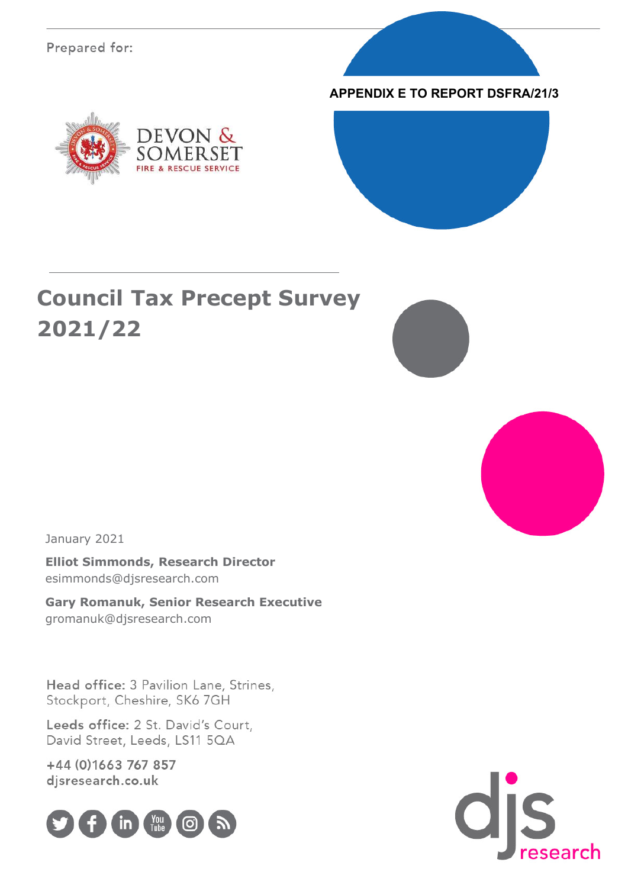Prepared for:

**APPENDIX E TO REPORT DSFRA/21/3**

DEVON & SOMERSET
FIRE & RESCUE SERVICE

# Council Tax Precept Survey 2021/22

January 2021

**Elliot Simmonds, Research Director**
esimmonds@djsresearch.com

**Gary Romanuk, Senior Research Executive**
gromanuk@djsresearch.com

**Head office:** 3 Pavilion Lane, Strines, Stockport, Cheshire, SK6 7GH

**Leeds office:** 2 St. David's Court, David Street, Leeds, LS11 5QA

**+44 (0)1663 767 857**
**djsresearch.co.uk**

djs research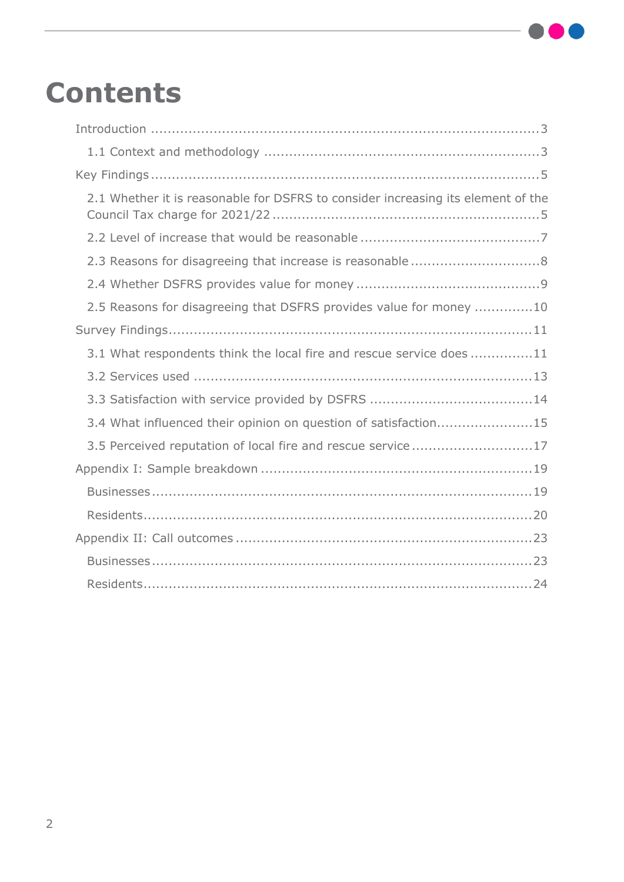# Contents

Introduction ........................................................................................ 3

- 1.1 Context and methodology ........................................................... 3

Key Findings ........................................................................................ 5

- 2.1 Whether it is reasonable for DSFRS to consider increasing its element of the Council Tax charge for 2021/22 ........................................................... 5
- 2.2 Level of increase that would be reasonable ..................................... 7
- 2.3 Reasons for disagreeing that increase is reasonable .......................... 8
- 2.4 Whether DSFRS provides value for money ...................................... 9
- 2.5 Reasons for disagreeing that DSFRS provides value for money .............. 10

Survey Findings ..................................................................................... 11

- 3.1 What respondents think the local fire and rescue service does ............... 11
- 3.2 Services used ............................................................................. 13
- 3.3 Satisfaction with service provided by DSFRS ................................... 14
- 3.4 What influenced their opinion on question of satisfaction...................... 15
- 3.5 Perceived reputation of local fire and rescue service ........................... 17

Appendix I: Sample breakdown .................................................................. 19

- Businesses ..................................................................................... 19
- Residents ....................................................................................... 20

Appendix II: Call outcomes ....................................................................... 23

- Businesses ..................................................................................... 23
- Residents ....................................................................................... 24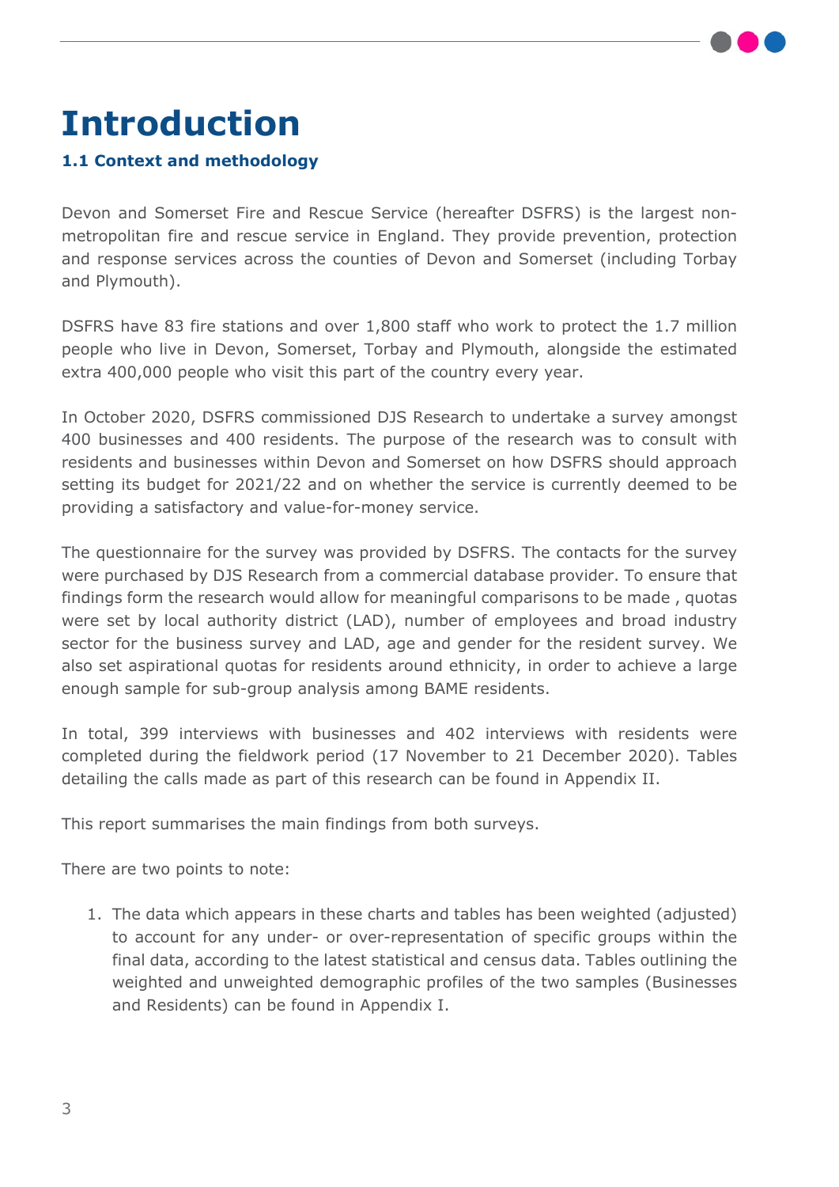# Introduction

### 1.1 Context and methodology

Devon and Somerset Fire and Rescue Service (hereafter DSFRS) is the largest non-metropolitan fire and rescue service in England. They provide prevention, protection and response services across the counties of Devon and Somerset (including Torbay and Plymouth).

DSFRS have 83 fire stations and over 1,800 staff who work to protect the 1.7 million people who live in Devon, Somerset, Torbay and Plymouth, alongside the estimated extra 400,000 people who visit this part of the country every year.

In October 2020, DSFRS commissioned DJS Research to undertake a survey amongst 400 businesses and 400 residents. The purpose of the research was to consult with residents and businesses within Devon and Somerset on how DSFRS should approach setting its budget for 2021/22 and on whether the service is currently deemed to be providing a satisfactory and value-for-money service.

The questionnaire for the survey was provided by DSFRS. The contacts for the survey were purchased by DJS Research from a commercial database provider. To ensure that findings form the research would allow for meaningful comparisons to be made , quotas were set by local authority district (LAD), number of employees and broad industry sector for the business survey and LAD, age and gender for the resident survey. We also set aspirational quotas for residents around ethnicity, in order to achieve a large enough sample for sub-group analysis among BAME residents.

In total, 399 interviews with businesses and 402 interviews with residents were completed during the fieldwork period (17 November to 21 December 2020). Tables detailing the calls made as part of this research can be found in Appendix II.

This report summarises the main findings from both surveys.

There are two points to note:

1. The data which appears in these charts and tables has been weighted (adjusted) to account for any under- or over-representation of specific groups within the final data, according to the latest statistical and census data. Tables outlining the weighted and unweighted demographic profiles of the two samples (Businesses and Residents) can be found in Appendix I.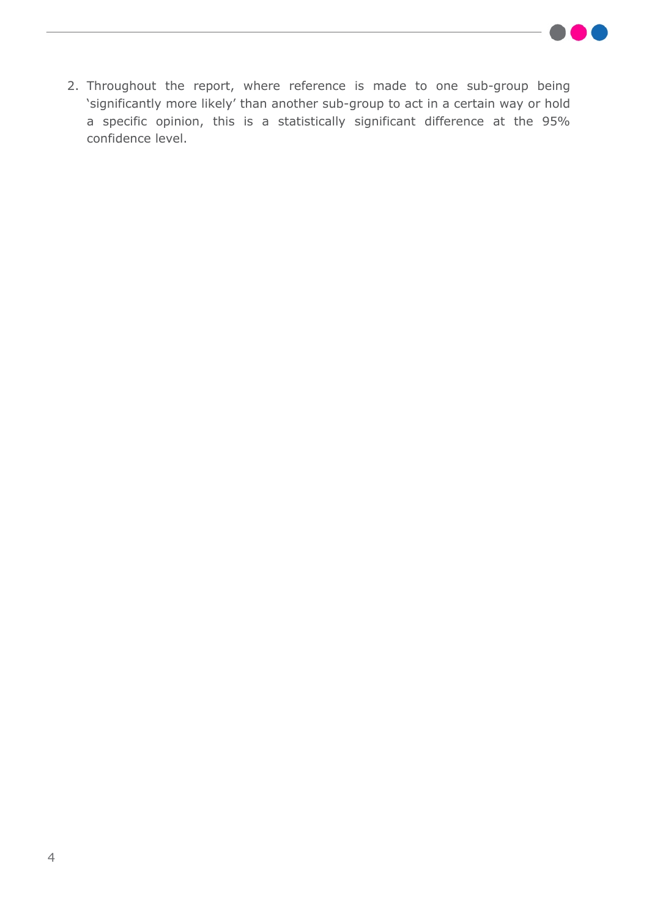2. Throughout the report, where reference is made to one sub-group being 'significantly more likely' than another sub-group to act in a certain way or hold a specific opinion, this is a statistically significant difference at the 95% confidence level.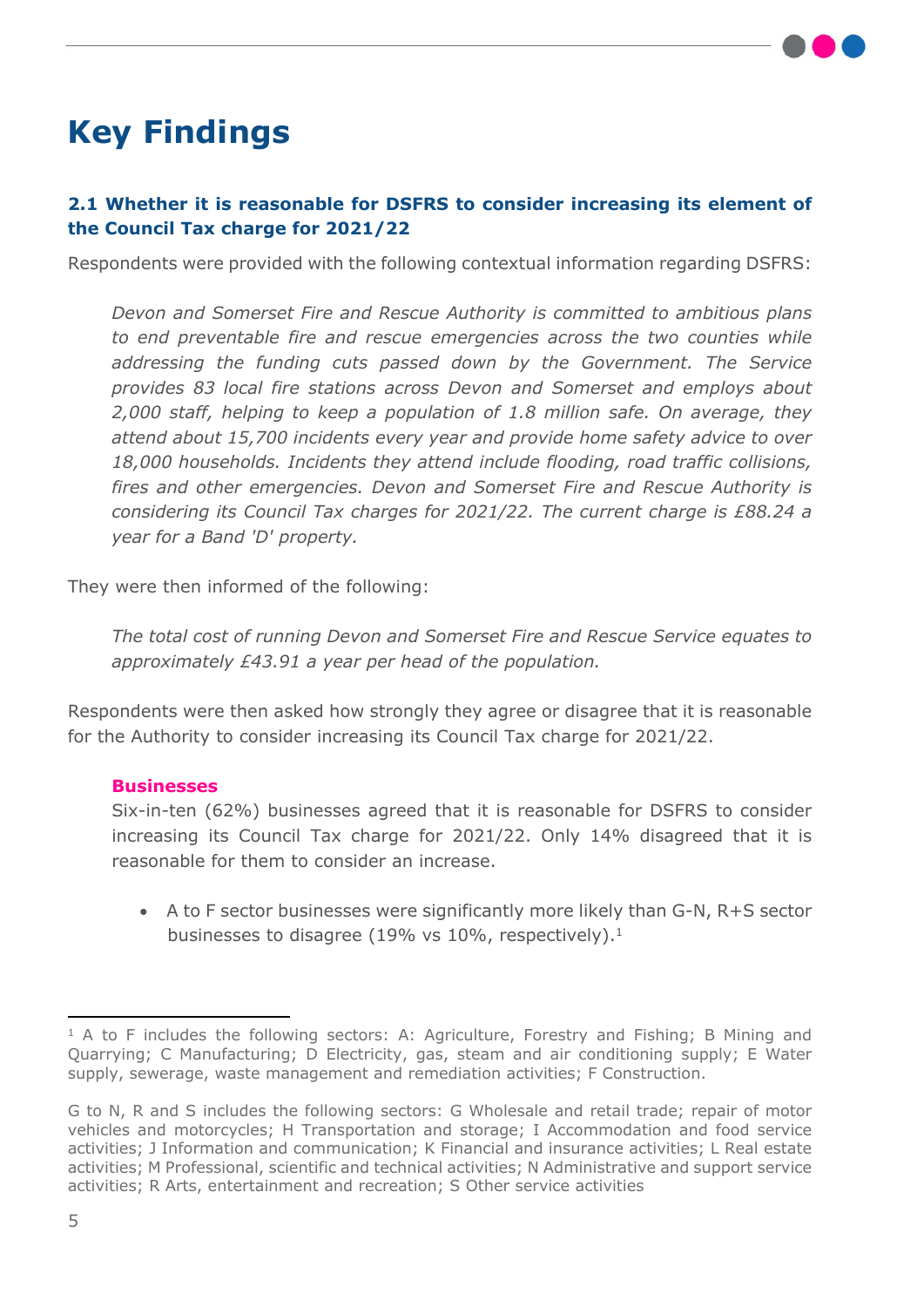# Key Findings

### 2.1 Whether it is reasonable for DSFRS to consider increasing its element of the Council Tax charge for 2021/22

Respondents were provided with the following contextual information regarding DSFRS:

> *Devon and Somerset Fire and Rescue Authority is committed to ambitious plans to end preventable fire and rescue emergencies across the two counties while addressing the funding cuts passed down by the Government. The Service provides 83 local fire stations across Devon and Somerset and employs about 2,000 staff, helping to keep a population of 1.8 million safe. On average, they attend about 15,700 incidents every year and provide home safety advice to over 18,000 households. Incidents they attend include flooding, road traffic collisions, fires and other emergencies. Devon and Somerset Fire and Rescue Authority is considering its Council Tax charges for 2021/22. The current charge is £88.24 a year for a Band 'D' property.*

They were then informed of the following:

> *The total cost of running Devon and Somerset Fire and Rescue Service equates to approximately £43.91 a year per head of the population.*

Respondents were then asked how strongly they agree or disagree that it is reasonable for the Authority to consider increasing its Council Tax charge for 2021/22.

#### Businesses

Six-in-ten (62%) businesses agreed that it is reasonable for DSFRS to consider increasing its Council Tax charge for 2021/22. Only 14% disagreed that it is reasonable for them to consider an increase.

- A to F sector businesses were significantly more likely than G-N, R+S sector businesses to disagree (19% vs 10%, respectively).[1]

---

[1] A to F includes the following sectors: A: Agriculture, Forestry and Fishing; B Mining and Quarrying; C Manufacturing; D Electricity, gas, steam and air conditioning supply; E Water supply, sewerage, waste management and remediation activities; F Construction.

G to N, R and S includes the following sectors: G Wholesale and retail trade; repair of motor vehicles and motorcycles; H Transportation and storage; I Accommodation and food service activities; J Information and communication; K Financial and insurance activities; L Real estate activities; M Professional, scientific and technical activities; N Administrative and support service activities; R Arts, entertainment and recreation; S Other service activities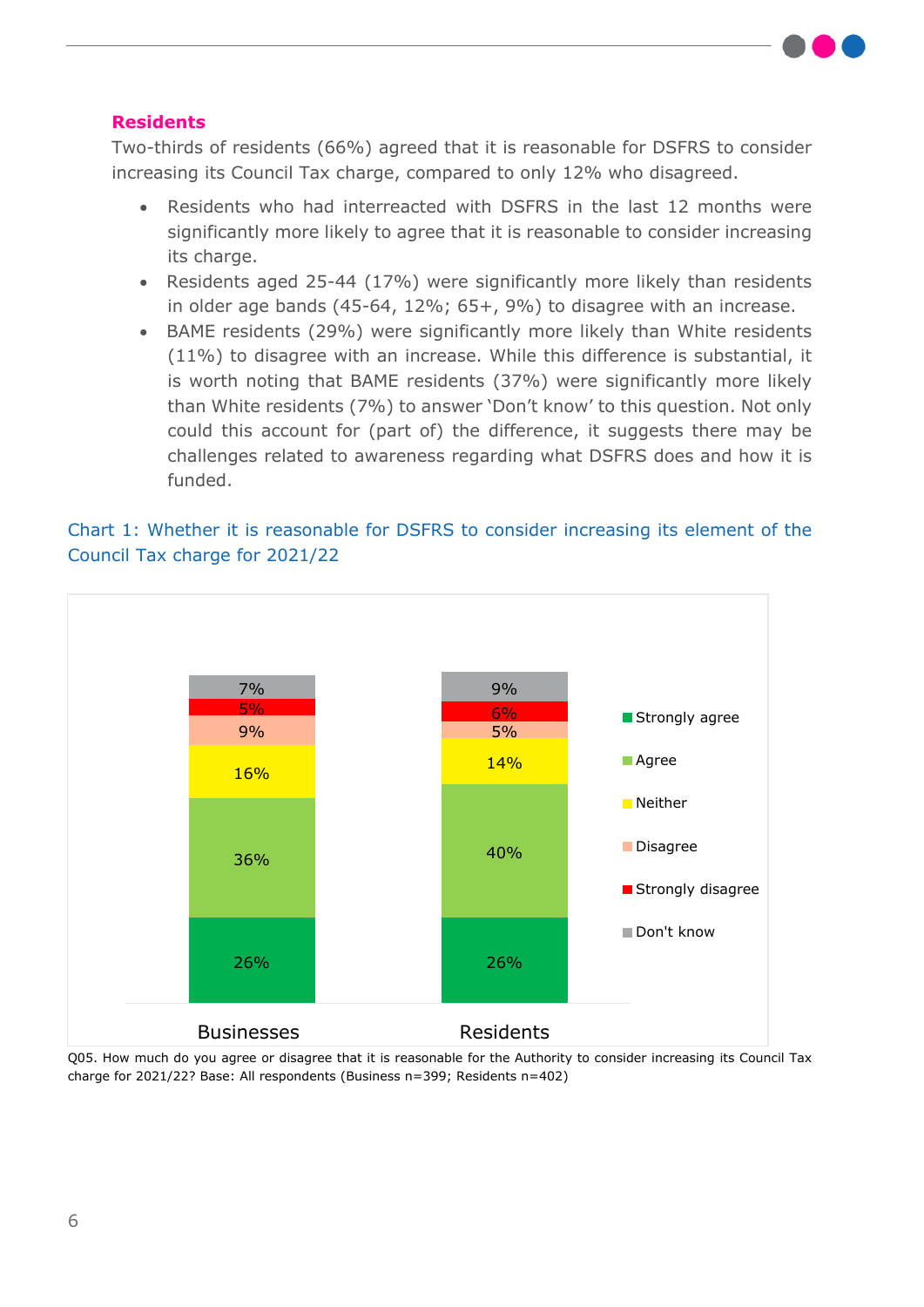## Residents

Two-thirds of residents (66%) agreed that it is reasonable for DSFRS to consider increasing its Council Tax charge, compared to only 12% who disagreed.

- Residents who had interreacted with DSFRS in the last 12 months were significantly more likely to agree that it is reasonable to consider increasing its charge.
- Residents aged 25-44 (17%) were significantly more likely than residents in older age bands (45-64, 12%; 65+, 9%) to disagree with an increase.
- BAME residents (29%) were significantly more likely than White residents (11%) to disagree with an increase. While this difference is substantial, it is worth noting that BAME residents (37%) were significantly more likely than White residents (7%) to answer 'Don't know' to this question. Not only could this account for (part of) the difference, it suggests there may be challenges related to awareness regarding what DSFRS does and how it is funded.

Chart 1: Whether it is reasonable for DSFRS to consider increasing its element of the Council Tax charge for 2021/22

| | Businesses | Residents |
|---|---|---|
| Strongly agree | 26% | 26% |
| Agree | 36% | 40% |
| Neither | 16% | 14% |
| Disagree | 9% | 5% |
| Strongly disagree | 5% | 6% |
| Don't know | 7% | 9% |

Q05. How much do you agree or disagree that it is reasonable for the Authority to consider increasing its Council Tax charge for 2021/22? Base: All respondents (Business n=399; Residents n=402)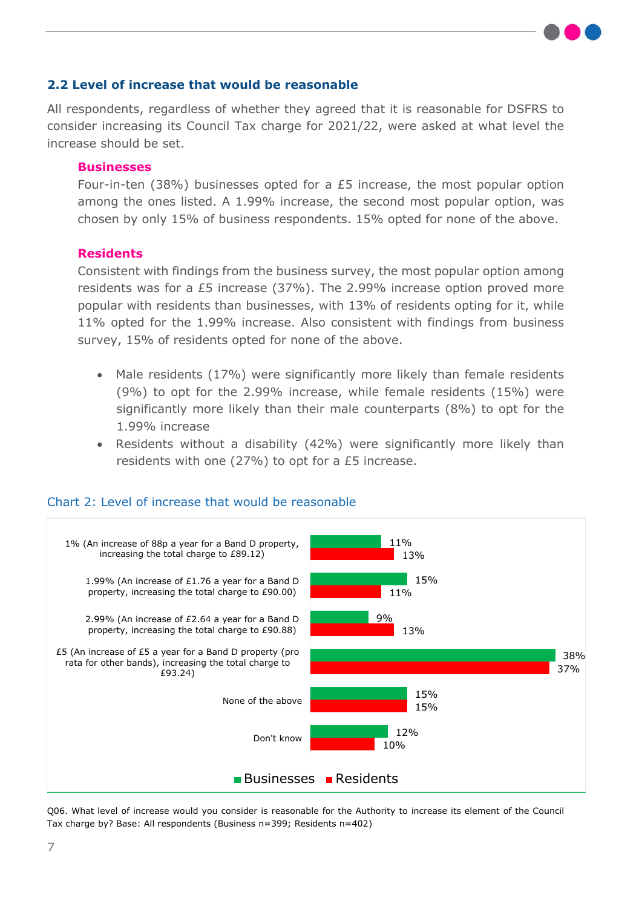## 2.2 Level of increase that would be reasonable

All respondents, regardless of whether they agreed that it is reasonable for DSFRS to consider increasing its Council Tax charge for 2021/22, were asked at what level the increase should be set.

**Businesses**

Four-in-ten (38%) businesses opted for a £5 increase, the most popular option among the ones listed. A 1.99% increase, the second most popular option, was chosen by only 15% of business respondents. 15% opted for none of the above.

**Residents**

Consistent with findings from the business survey, the most popular option among residents was for a £5 increase (37%). The 2.99% increase option proved more popular with residents than businesses, with 13% of residents opting for it, while 11% opted for the 1.99% increase. Also consistent with findings from business survey, 15% of residents opted for none of the above.

- Male residents (17%) were significantly more likely than female residents (9%) to opt for the 2.99% increase, while female residents (15%) were significantly more likely than their male counterparts (8%) to opt for the 1.99% increase
- Residents without a disability (42%) were significantly more likely than residents with one (27%) to opt for a £5 increase.

Chart 2: Level of increase that would be reasonable

| | Businesses | Residents |
|---|---|---|
| 1% (An increase of 88p a year for a Band D property, increasing the total charge to £89.12) | 11% | 13% |
| 1.99% (An increase of £1.76 a year for a Band D property, increasing the total charge to £90.00) | 15% | 11% |
| 2.99% (An increase of £2.64 a year for a Band D property, increasing the total charge to £90.88) | 9% | 13% |
| £5 (An increase of £5 a year for a Band D property (pro rata for other bands), increasing the total charge to £93.24) | 38% | 37% |
| None of the above | 15% | 15% |
| Don't know | 12% | 10% |

Q06. What level of increase would you consider is reasonable for the Authority to increase its element of the Council Tax charge by? Base: All respondents (Business n=399; Residents n=402)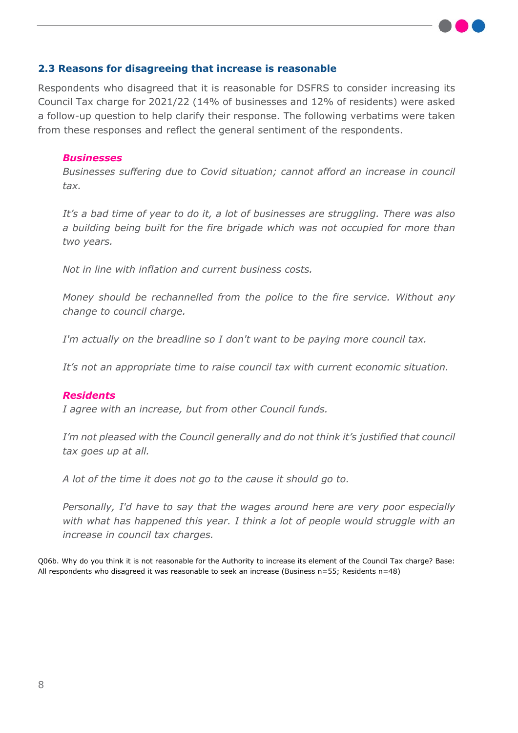### 2.3 Reasons for disagreeing that increase is reasonable

Respondents who disagreed that it is reasonable for DSFRS to consider increasing its Council Tax charge for 2021/22 (14% of businesses and 12% of residents) were asked a follow-up question to help clarify their response. The following verbatims were taken from these responses and reflect the general sentiment of the respondents.

***Businesses***

*Businesses suffering due to Covid situation; cannot afford an increase in council tax.*

*It's a bad time of year to do it, a lot of businesses are struggling. There was also a building being built for the fire brigade which was not occupied for more than two years.*

*Not in line with inflation and current business costs.*

*Money should be rechannelled from the police to the fire service. Without any change to council charge.*

*I'm actually on the breadline so I don't want to be paying more council tax.*

*It's not an appropriate time to raise council tax with current economic situation.*

***Residents***

*I agree with an increase, but from other Council funds.*

*I'm not pleased with the Council generally and do not think it's justified that council tax goes up at all.*

*A lot of the time it does not go to the cause it should go to.*

*Personally, I'd have to say that the wages around here are very poor especially with what has happened this year. I think a lot of people would struggle with an increase in council tax charges.*

Q06b. Why do you think it is not reasonable for the Authority to increase its element of the Council Tax charge? Base: All respondents who disagreed it was reasonable to seek an increase (Business n=55; Residents n=48)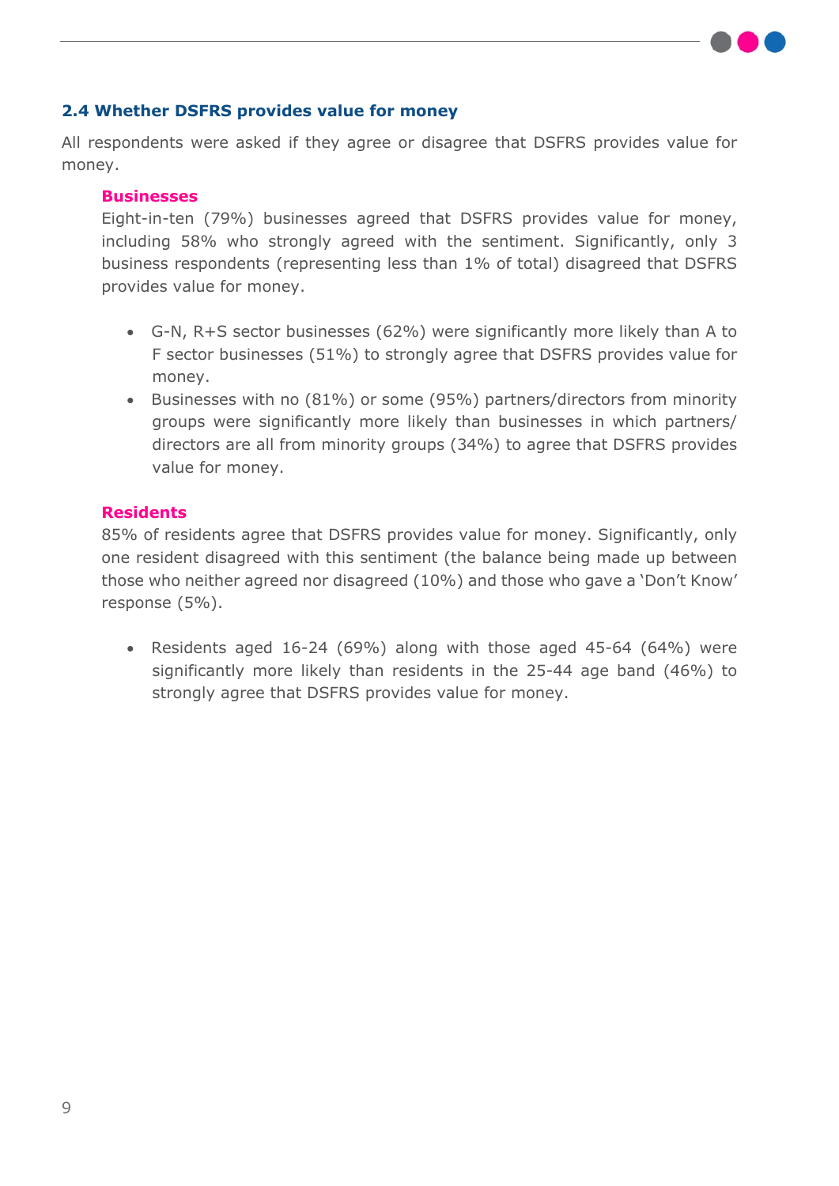## 2.4 Whether DSFRS provides value for money

All respondents were asked if they agree or disagree that DSFRS provides value for money.

**Businesses**

Eight-in-ten (79%) businesses agreed that DSFRS provides value for money, including 58% who strongly agreed with the sentiment. Significantly, only 3 business respondents (representing less than 1% of total) disagreed that DSFRS provides value for money.

- G-N, R+S sector businesses (62%) were significantly more likely than A to F sector businesses (51%) to strongly agree that DSFRS provides value for money.
- Businesses with no (81%) or some (95%) partners/directors from minority groups were significantly more likely than businesses in which partners/ directors are all from minority groups (34%) to agree that DSFRS provides value for money.

**Residents**

85% of residents agree that DSFRS provides value for money. Significantly, only one resident disagreed with this sentiment (the balance being made up between those who neither agreed nor disagreed (10%) and those who gave a 'Don't Know' response (5%).

- Residents aged 16-24 (69%) along with those aged 45-64 (64%) were significantly more likely than residents in the 25-44 age band (46%) to strongly agree that DSFRS provides value for money.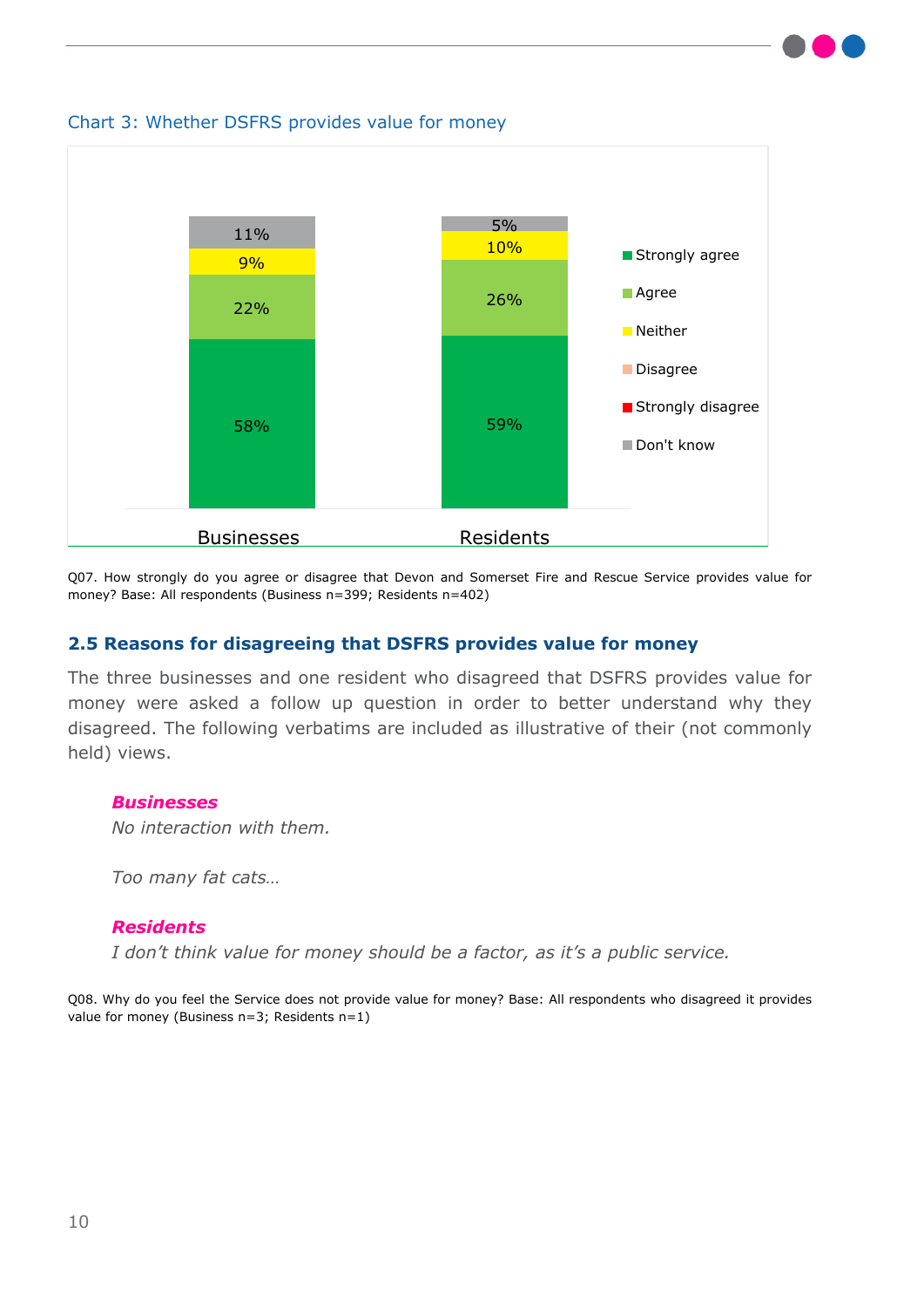Chart 3: Whether DSFRS provides value for money

| | Businesses | Residents |
|---|---|---|
| Strongly agree | 58% | 59% |
| Agree | 22% | 26% |
| Neither | 9% | 10% |
| Disagree | | |
| Strongly disagree | | |
| Don't know | 11% | 5% |

Q07. How strongly do you agree or disagree that Devon and Somerset Fire and Rescue Service provides value for money? Base: All respondents (Business n=399; Residents n=402)

## 2.5 Reasons for disagreeing that DSFRS provides value for money

The three businesses and one resident who disagreed that DSFRS provides value for money were asked a follow up question in order to better understand why they disagreed. The following verbatims are included as illustrative of their (not commonly held) views.

> ***Businesses***
>
> *No interaction with them.*
>
> *Too many fat cats…*
>
> ***Residents***
>
> *I don't think value for money should be a factor, as it's a public service.*

Q08. Why do you feel the Service does not provide value for money? Base: All respondents who disagreed it provides value for money (Business n=3; Residents n=1)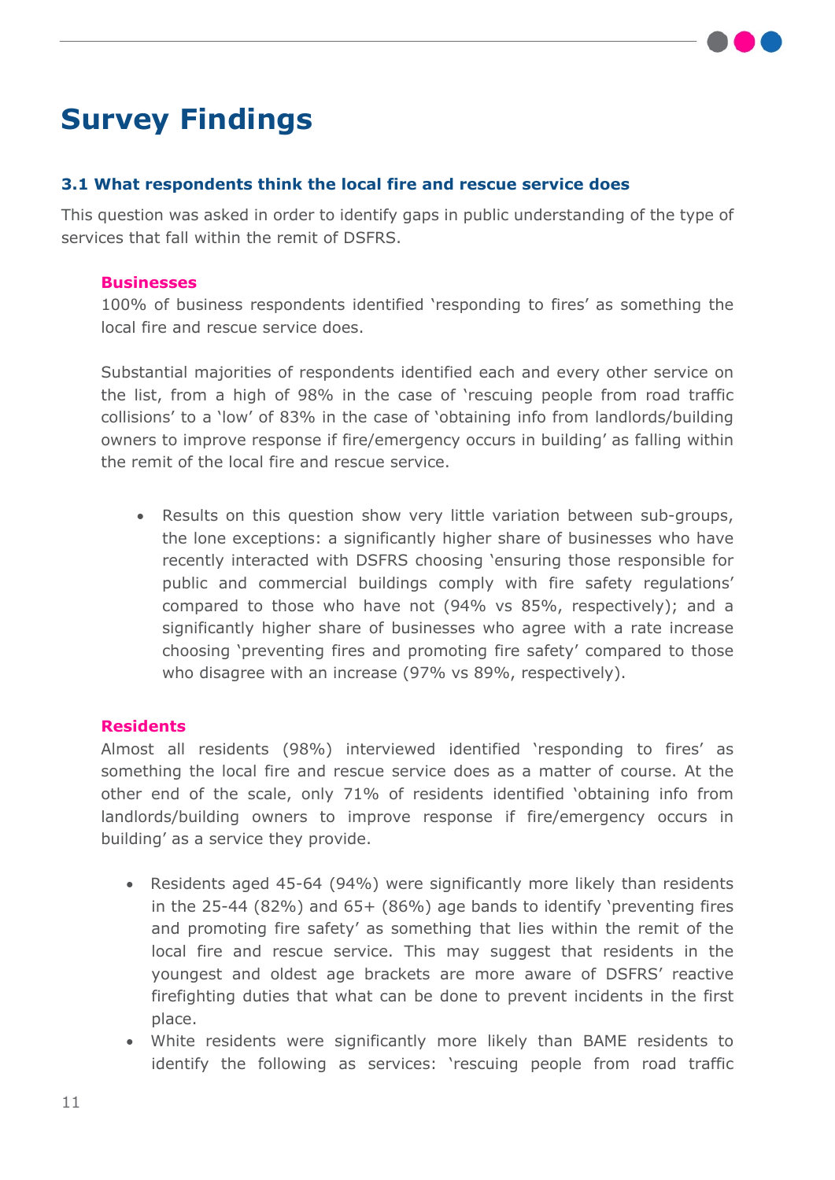# Survey Findings

### 3.1 What respondents think the local fire and rescue service does

This question was asked in order to identify gaps in public understanding of the type of services that fall within the remit of DSFRS.

#### Businesses

100% of business respondents identified 'responding to fires' as something the local fire and rescue service does.

Substantial majorities of respondents identified each and every other service on the list, from a high of 98% in the case of 'rescuing people from road traffic collisions' to a 'low' of 83% in the case of 'obtaining info from landlords/building owners to improve response if fire/emergency occurs in building' as falling within the remit of the local fire and rescue service.

- Results on this question show very little variation between sub-groups, the lone exceptions: a significantly higher share of businesses who have recently interacted with DSFRS choosing 'ensuring those responsible for public and commercial buildings comply with fire safety regulations' compared to those who have not (94% vs 85%, respectively); and a significantly higher share of businesses who agree with a rate increase choosing 'preventing fires and promoting fire safety' compared to those who disagree with an increase (97% vs 89%, respectively).

#### Residents

Almost all residents (98%) interviewed identified 'responding to fires' as something the local fire and rescue service does as a matter of course. At the other end of the scale, only 71% of residents identified 'obtaining info from landlords/building owners to improve response if fire/emergency occurs in building' as a service they provide.

- Residents aged 45-64 (94%) were significantly more likely than residents in the 25-44 (82%) and 65+ (86%) age bands to identify 'preventing fires and promoting fire safety' as something that lies within the remit of the local fire and rescue service. This may suggest that residents in the youngest and oldest age brackets are more aware of DSFRS' reactive firefighting duties that what can be done to prevent incidents in the first place.
- White residents were significantly more likely than BAME residents to identify the following as services: 'rescuing people from road traffic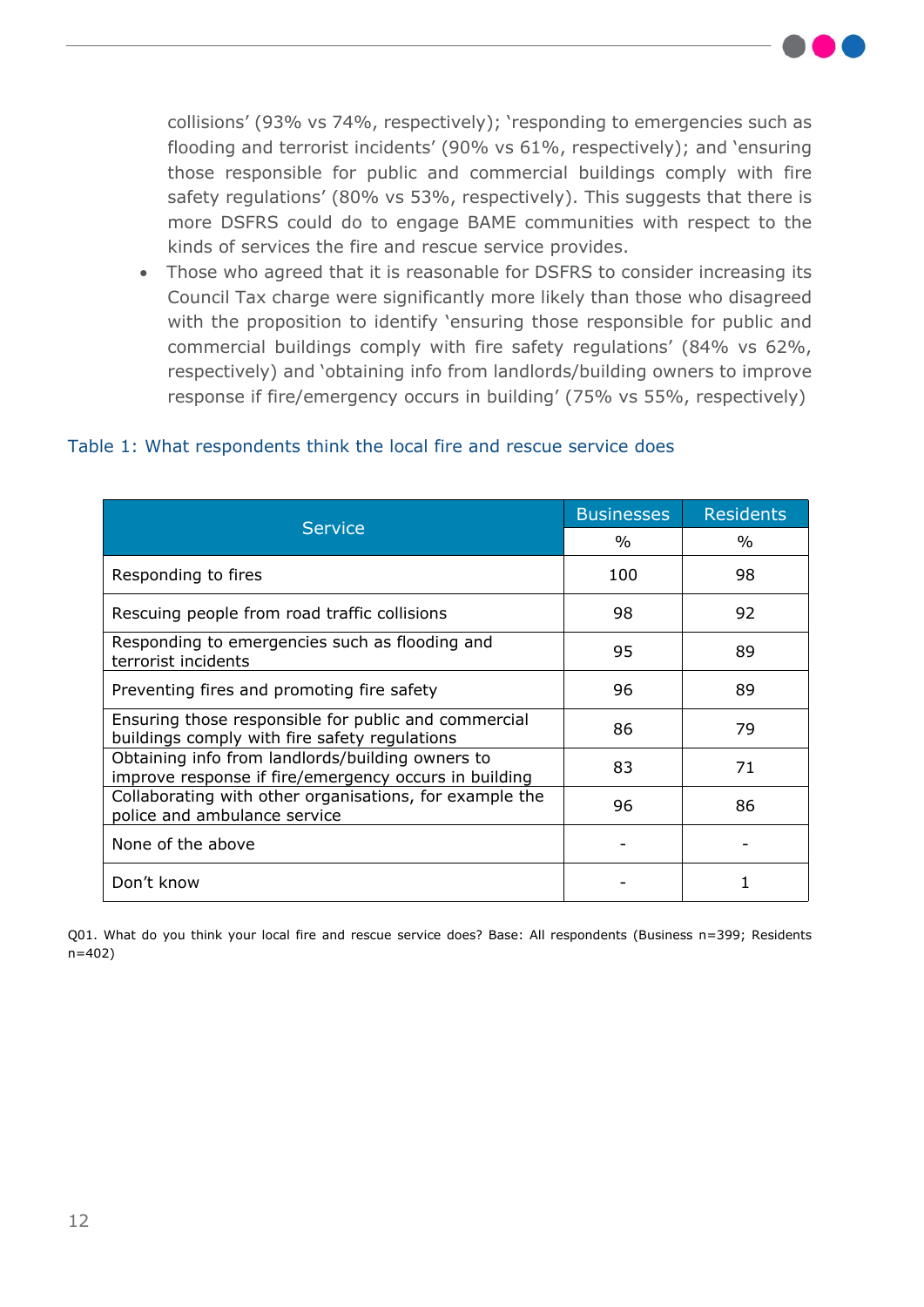collisions' (93% vs 74%, respectively); 'responding to emergencies such as flooding and terrorist incidents' (90% vs 61%, respectively); and 'ensuring those responsible for public and commercial buildings comply with fire safety regulations' (80% vs 53%, respectively). This suggests that there is more DSFRS could do to engage BAME communities with respect to the kinds of services the fire and rescue service provides.

- Those who agreed that it is reasonable for DSFRS to consider increasing its Council Tax charge were significantly more likely than those who disagreed with the proposition to identify 'ensuring those responsible for public and commercial buildings comply with fire safety regulations' (84% vs 62%, respectively) and 'obtaining info from landlords/building owners to improve response if fire/emergency occurs in building' (75% vs 55%, respectively)

Table 1: What respondents think the local fire and rescue service does

| Service | Businesses | Residents |
|---|---|---|
| | % | % |
| Responding to fires | 100 | 98 |
| Rescuing people from road traffic collisions | 98 | 92 |
| Responding to emergencies such as flooding and terrorist incidents | 95 | 89 |
| Preventing fires and promoting fire safety | 96 | 89 |
| Ensuring those responsible for public and commercial buildings comply with fire safety regulations | 86 | 79 |
| Obtaining info from landlords/building owners to improve response if fire/emergency occurs in building | 83 | 71 |
| Collaborating with other organisations, for example the police and ambulance service | 96 | 86 |
| None of the above | - | - |
| Don't know | - | 1 |

Q01. What do you think your local fire and rescue service does? Base: All respondents (Business n=399; Residents n=402)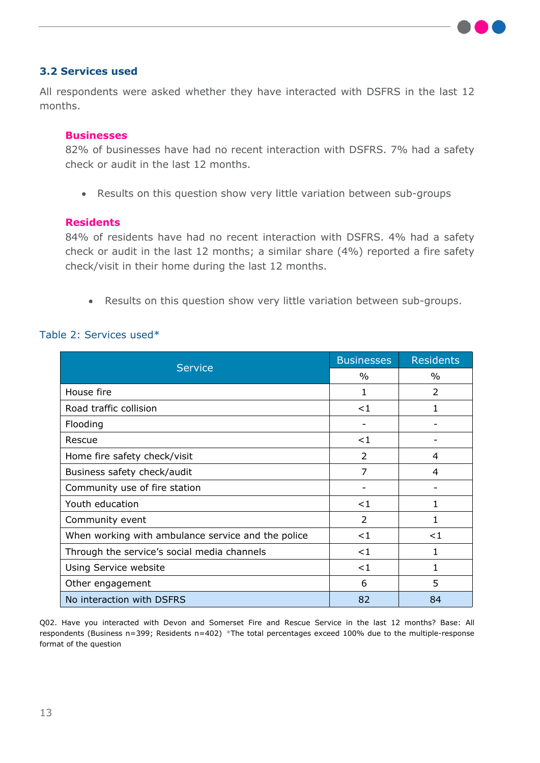### 3.2 Services used

All respondents were asked whether they have interacted with DSFRS in the last 12 months.

**Businesses**

82% of businesses have had no recent interaction with DSFRS. 7% had a safety check or audit in the last 12 months.

- Results on this question show very little variation between sub-groups

**Residents**

84% of residents have had no recent interaction with DSFRS. 4% had a safety check or audit in the last 12 months; a similar share (4%) reported a fire safety check/visit in their home during the last 12 months.

- Results on this question show very little variation between sub-groups.

Table 2: Services used*

| Service | Businesses | Residents |
|---|---|---|
| | % | % |
| House fire | 1 | 2 |
| Road traffic collision | <1 | 1 |
| Flooding | - | - |
| Rescue | <1 | - |
| Home fire safety check/visit | 2 | 4 |
| Business safety check/audit | 7 | 4 |
| Community use of fire station | - | - |
| Youth education | <1 | 1 |
| Community event | 2 | 1 |
| When working with ambulance service and the police | <1 | <1 |
| Through the service's social media channels | <1 | 1 |
| Using Service website | <1 | 1 |
| Other engagement | 6 | 5 |
| No interaction with DSFRS | 82 | 84 |

Q02. Have you interacted with Devon and Somerset Fire and Rescue Service in the last 12 months? Base: All respondents (Business n=399; Residents n=402) *The total percentages exceed 100% due to the multiple-response format of the question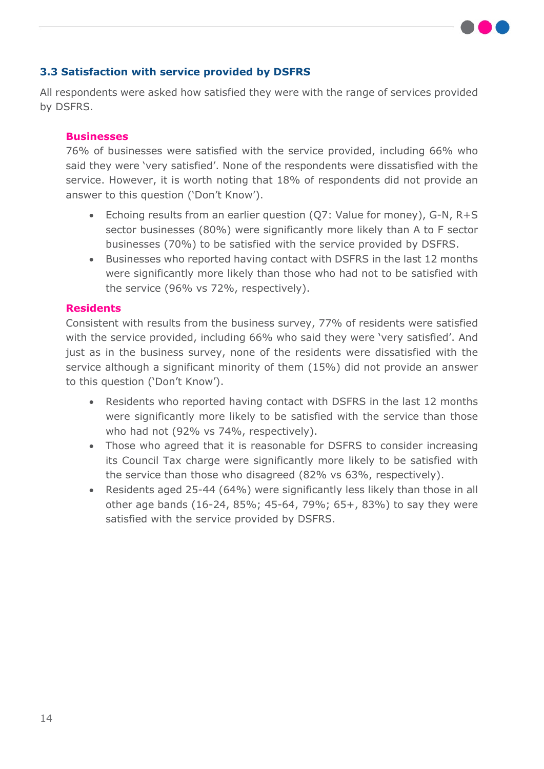### 3.3 Satisfaction with service provided by DSFRS

All respondents were asked how satisfied they were with the range of services provided by DSFRS.

**Businesses**

76% of businesses were satisfied with the service provided, including 66% who said they were 'very satisfied'. None of the respondents were dissatisfied with the service. However, it is worth noting that 18% of respondents did not provide an answer to this question ('Don't Know').

- Echoing results from an earlier question (Q7: Value for money), G-N, R+S sector businesses (80%) were significantly more likely than A to F sector businesses (70%) to be satisfied with the service provided by DSFRS.
- Businesses who reported having contact with DSFRS in the last 12 months were significantly more likely than those who had not to be satisfied with the service (96% vs 72%, respectively).

**Residents**

Consistent with results from the business survey, 77% of residents were satisfied with the service provided, including 66% who said they were 'very satisfied'. And just as in the business survey, none of the residents were dissatisfied with the service although a significant minority of them (15%) did not provide an answer to this question ('Don't Know').

- Residents who reported having contact with DSFRS in the last 12 months were significantly more likely to be satisfied with the service than those who had not (92% vs 74%, respectively).
- Those who agreed that it is reasonable for DSFRS to consider increasing its Council Tax charge were significantly more likely to be satisfied with the service than those who disagreed (82% vs 63%, respectively).
- Residents aged 25-44 (64%) were significantly less likely than those in all other age bands (16-24, 85%; 45-64, 79%; 65+, 83%) to say they were satisfied with the service provided by DSFRS.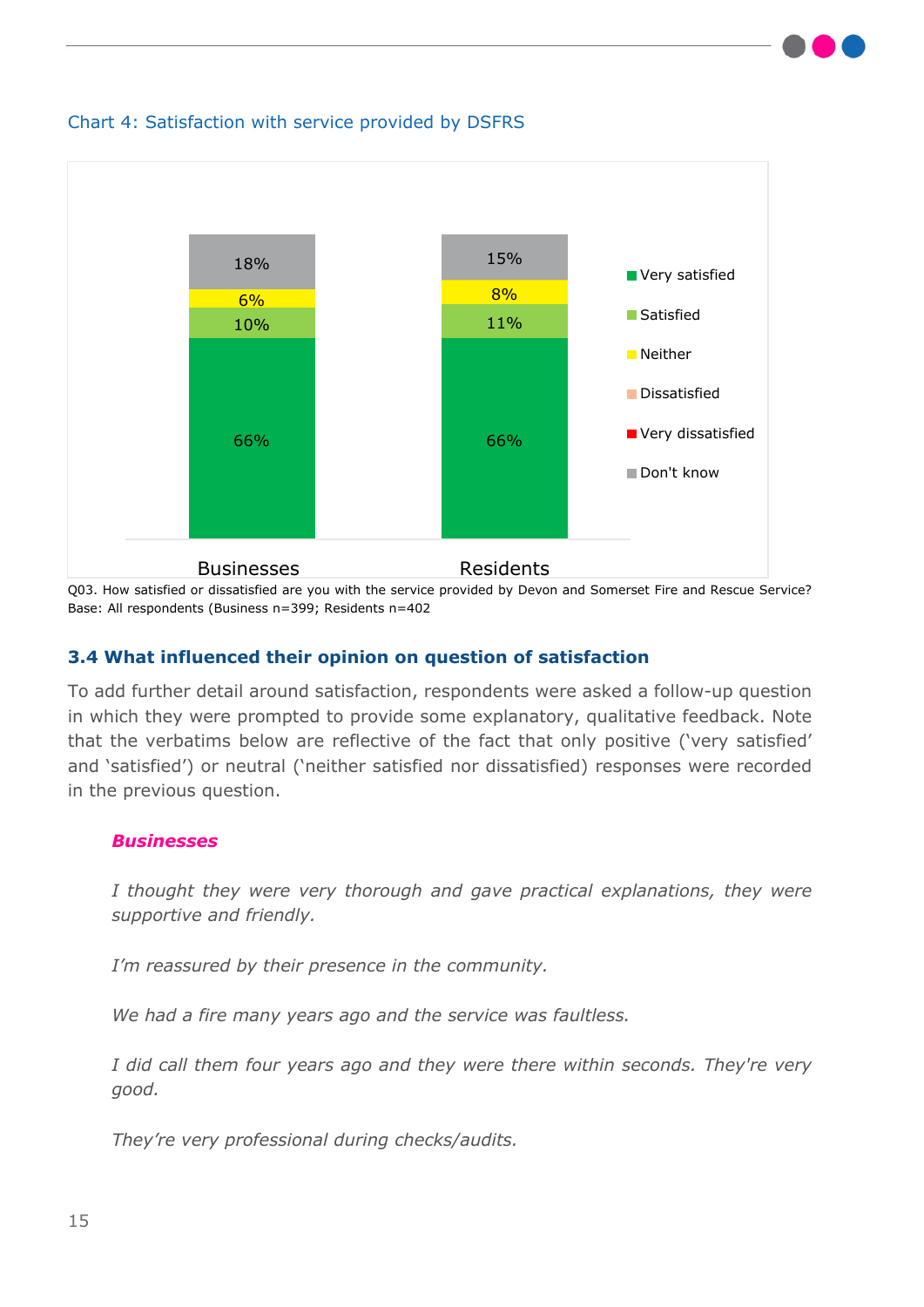Chart 4: Satisfaction with service provided by DSFRS

| | Businesses | Residents |
|---|---|---|
| Very satisfied | 66% | 66% |
| Satisfied | 10% | 11% |
| Neither | 6% | 8% |
| Dissatisfied | | |
| Very dissatisfied | | |
| Don't know | 18% | 15% |

Q03. How satisfied or dissatisfied are you with the service provided by Devon and Somerset Fire and Rescue Service?
Base: All respondents (Business n=399; Residents n=402

### 3.4 What influenced their opinion on question of satisfaction

To add further detail around satisfaction, respondents were asked a follow-up question in which they were prompted to provide some explanatory, qualitative feedback. Note that the verbatims below are reflective of the fact that only positive ('very satisfied' and 'satisfied') or neutral ('neither satisfied nor dissatisfied) responses were recorded in the previous question.

***Businesses***

*I thought they were very thorough and gave practical explanations, they were supportive and friendly.*

*I'm reassured by their presence in the community.*

*We had a fire many years ago and the service was faultless.*

*I did call them four years ago and they were there within seconds. They're very good.*

*They're very professional during checks/audits.*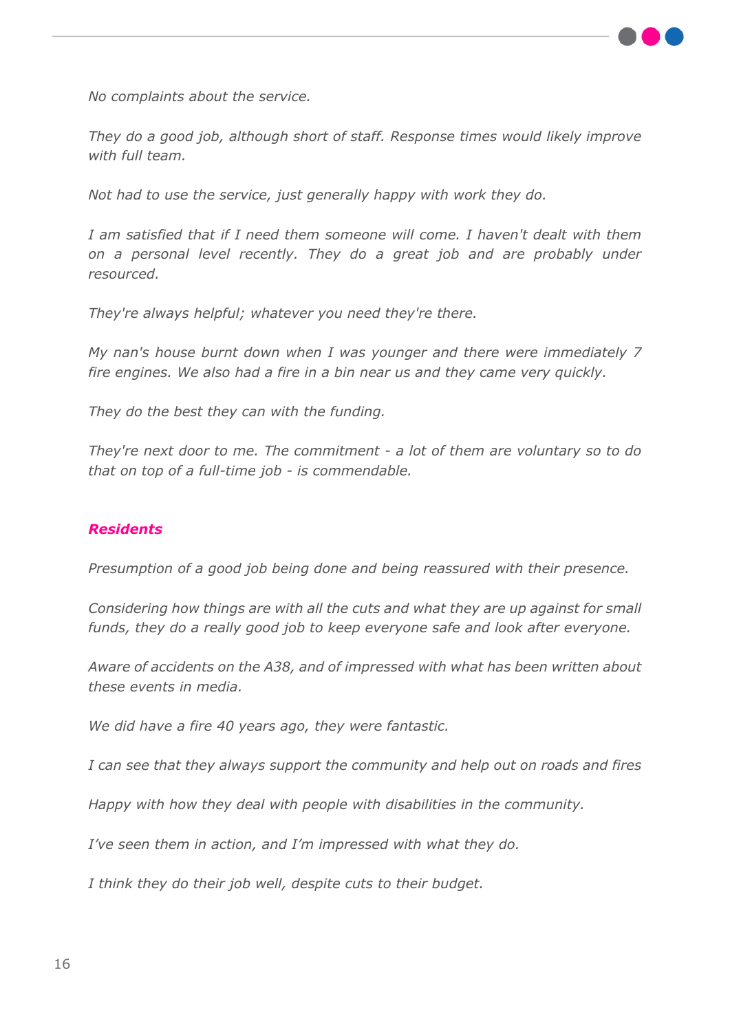*No complaints about the service.*

*They do a good job, although short of staff. Response times would likely improve with full team.*

*Not had to use the service, just generally happy with work they do.*

*I am satisfied that if I need them someone will come. I haven't dealt with them on a personal level recently. They do a great job and are probably under resourced.*

*They're always helpful; whatever you need they're there.*

*My nan's house burnt down when I was younger and there were immediately 7 fire engines. We also had a fire in a bin near us and they came very quickly.*

*They do the best they can with the funding.*

*They're next door to me. The commitment - a lot of them are voluntary so to do that on top of a full-time job - is commendable.*

***Residents***

*Presumption of a good job being done and being reassured with their presence.*

*Considering how things are with all the cuts and what they are up against for small funds, they do a really good job to keep everyone safe and look after everyone.*

*Aware of accidents on the A38, and of impressed with what has been written about these events in media.*

*We did have a fire 40 years ago, they were fantastic.*

*I can see that they always support the community and help out on roads and fires*

*Happy with how they deal with people with disabilities in the community.*

*I've seen them in action, and I'm impressed with what they do.*

*I think they do their job well, despite cuts to their budget.*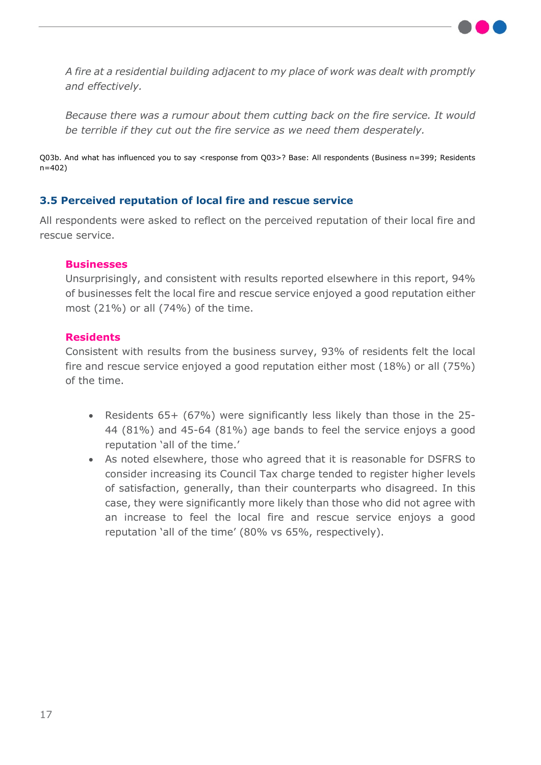*A fire at a residential building adjacent to my place of work was dealt with promptly and effectively.*

*Because there was a rumour about them cutting back on the fire service. It would be terrible if they cut out the fire service as we need them desperately.*

Q03b. And what has influenced you to say <response from Q03>? Base: All respondents (Business n=399; Residents n=402)

### 3.5 Perceived reputation of local fire and rescue service

All respondents were asked to reflect on the perceived reputation of their local fire and rescue service.

**Businesses**

Unsurprisingly, and consistent with results reported elsewhere in this report, 94% of businesses felt the local fire and rescue service enjoyed a good reputation either most (21%) or all (74%) of the time.

**Residents**

Consistent with results from the business survey, 93% of residents felt the local fire and rescue service enjoyed a good reputation either most (18%) or all (75%) of the time.

- Residents 65+ (67%) were significantly less likely than those in the 25-44 (81%) and 45-64 (81%) age bands to feel the service enjoys a good reputation 'all of the time.'
- As noted elsewhere, those who agreed that it is reasonable for DSFRS to consider increasing its Council Tax charge tended to register higher levels of satisfaction, generally, than their counterparts who disagreed. In this case, they were significantly more likely than those who did not agree with an increase to feel the local fire and rescue service enjoys a good reputation 'all of the time' (80% vs 65%, respectively).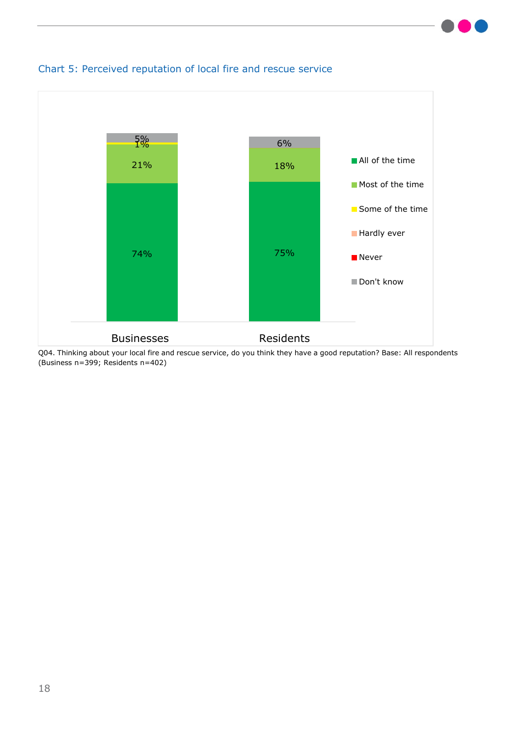Chart 5: Perceived reputation of local fire and rescue service

| | All of the time | Most of the time | Some of the time | Hardly ever | Never | Don't know |
|---|---|---|---|---|---|---|
| Businesses | 74% | 21% | 1% | | | 5% |
| Residents | 75% | 18% | | | | 6% |

Q04. Thinking about your local fire and rescue service, do you think they have a good reputation? Base: All respondents (Business n=399; Residents n=402)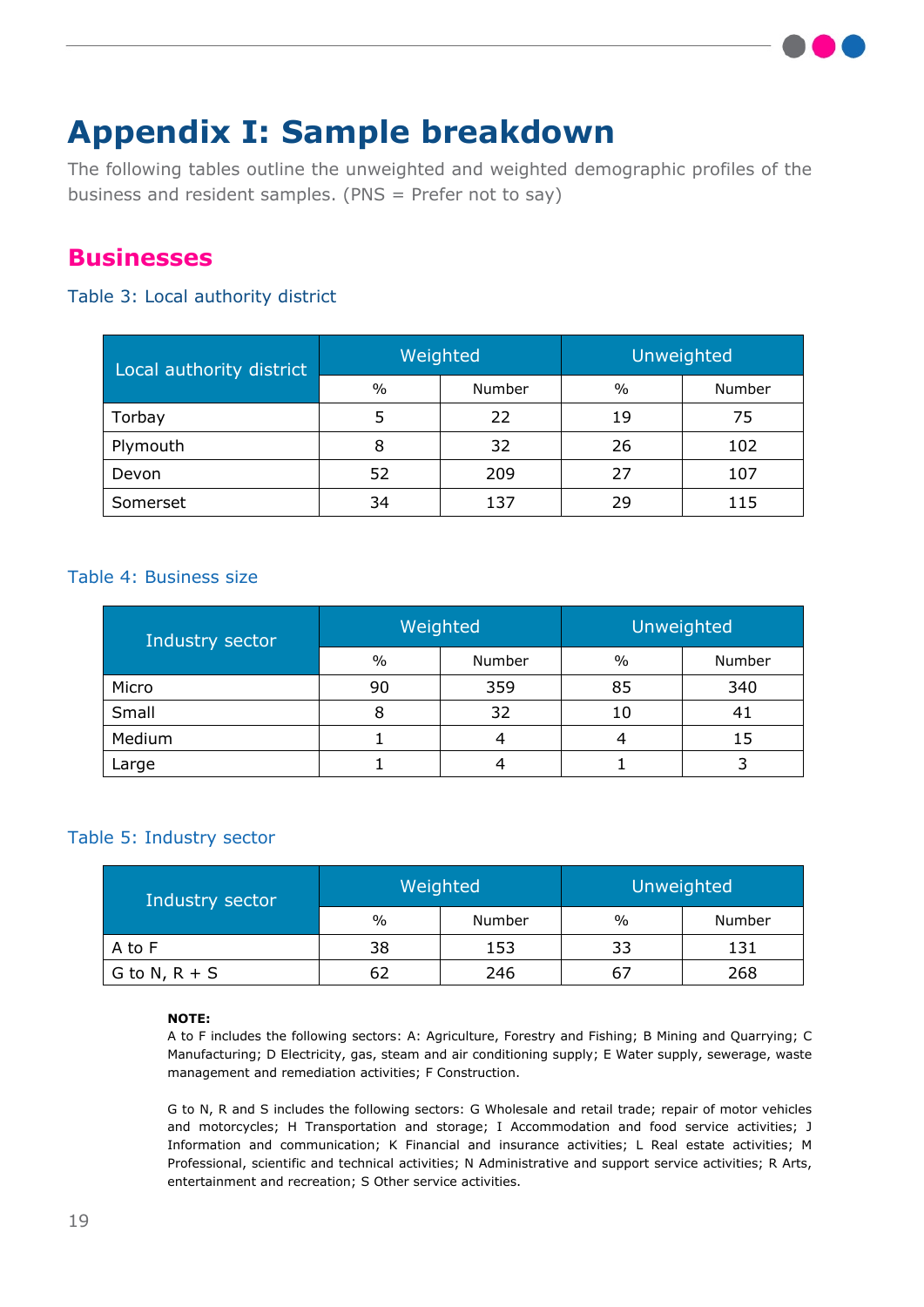# Appendix I: Sample breakdown

The following tables outline the unweighted and weighted demographic profiles of the business and resident samples. (PNS = Prefer not to say)

## Businesses

### Table 3: Local authority district

| Local authority district | Weighted | | Unweighted | |
|---|---|---|---|---|
| | % | Number | % | Number |
| Torbay | 5 | 22 | 19 | 75 |
| Plymouth | 8 | 32 | 26 | 102 |
| Devon | 52 | 209 | 27 | 107 |
| Somerset | 34 | 137 | 29 | 115 |

### Table 4: Business size

| Industry sector | Weighted | | Unweighted | |
|---|---|---|---|---|
| | % | Number | % | Number |
| Micro | 90 | 359 | 85 | 340 |
| Small | 8 | 32 | 10 | 41 |
| Medium | 1 | 4 | 4 | 15 |
| Large | 1 | 4 | 1 | 3 |

### Table 5: Industry sector

| Industry sector | Weighted | | Unweighted | |
|---|---|---|---|---|
| | % | Number | % | Number |
| A to F | 38 | 153 | 33 | 131 |
| G to N, R + S | 62 | 246 | 67 | 268 |

**NOTE:**
A to F includes the following sectors: A: Agriculture, Forestry and Fishing; B Mining and Quarrying; C Manufacturing; D Electricity, gas, steam and air conditioning supply; E Water supply, sewerage, waste management and remediation activities; F Construction.

G to N, R and S includes the following sectors: G Wholesale and retail trade; repair of motor vehicles and motorcycles; H Transportation and storage; I Accommodation and food service activities; J Information and communication; K Financial and insurance activities; L Real estate activities; M Professional, scientific and technical activities; N Administrative and support service activities; R Arts, entertainment and recreation; S Other service activities.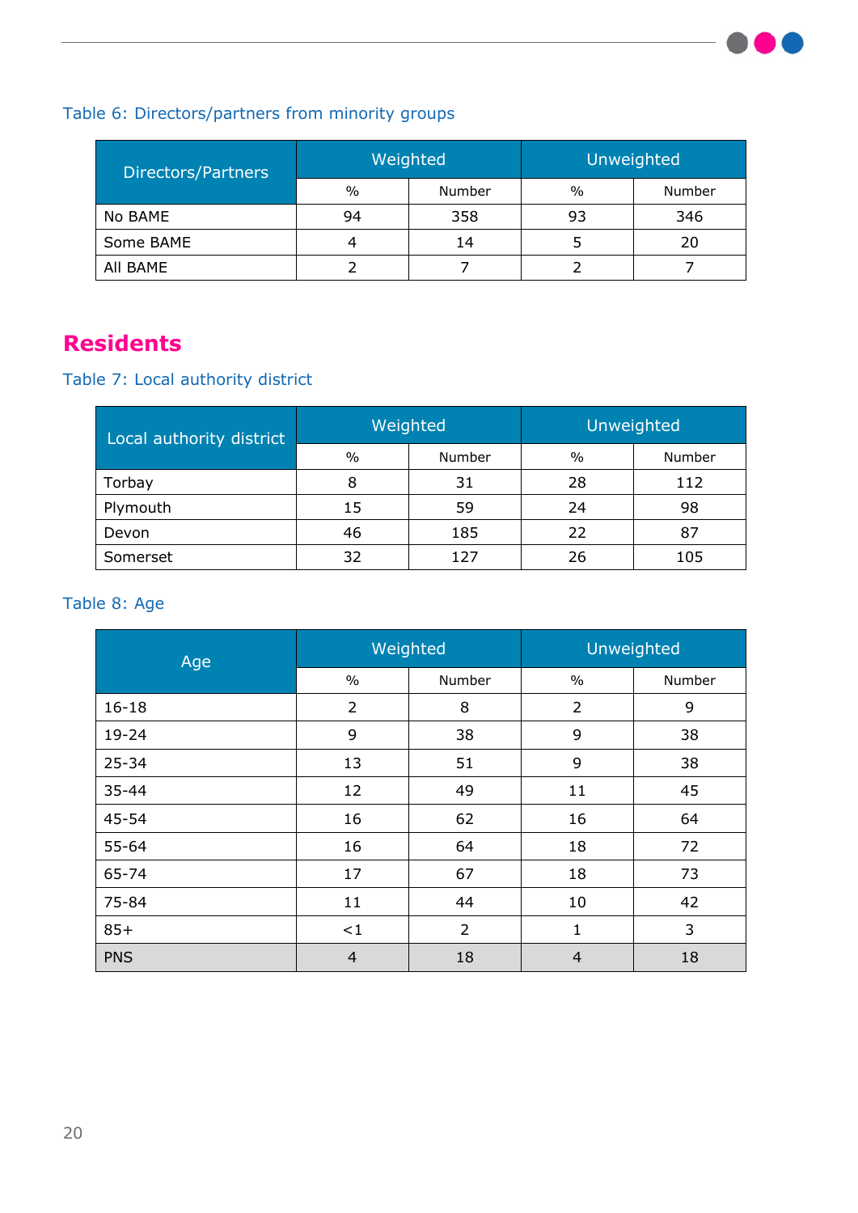Table 6: Directors/partners from minority groups

| Directors/Partners | Weighted | | Unweighted | |
|---|---|---|---|---|
| | % | Number | % | Number |
| No BAME | 94 | 358 | 93 | 346 |
| Some BAME | 4 | 14 | 5 | 20 |
| All BAME | 2 | 7 | 2 | 7 |

## Residents

Table 7: Local authority district

| Local authority district | Weighted | | Unweighted | |
|---|---|---|---|---|
| | % | Number | % | Number |
| Torbay | 8 | 31 | 28 | 112 |
| Plymouth | 15 | 59 | 24 | 98 |
| Devon | 46 | 185 | 22 | 87 |
| Somerset | 32 | 127 | 26 | 105 |

Table 8: Age

| Age | Weighted | | Unweighted | |
|---|---|---|---|---|
| | % | Number | % | Number |
| 16-18 | 2 | 8 | 2 | 9 |
| 19-24 | 9 | 38 | 9 | 38 |
| 25-34 | 13 | 51 | 9 | 38 |
| 35-44 | 12 | 49 | 11 | 45 |
| 45-54 | 16 | 62 | 16 | 64 |
| 55-64 | 16 | 64 | 18 | 72 |
| 65-74 | 17 | 67 | 18 | 73 |
| 75-84 | 11 | 44 | 10 | 42 |
| 85+ | <1 | 2 | 1 | 3 |
| PNS | 4 | 18 | 4 | 18 |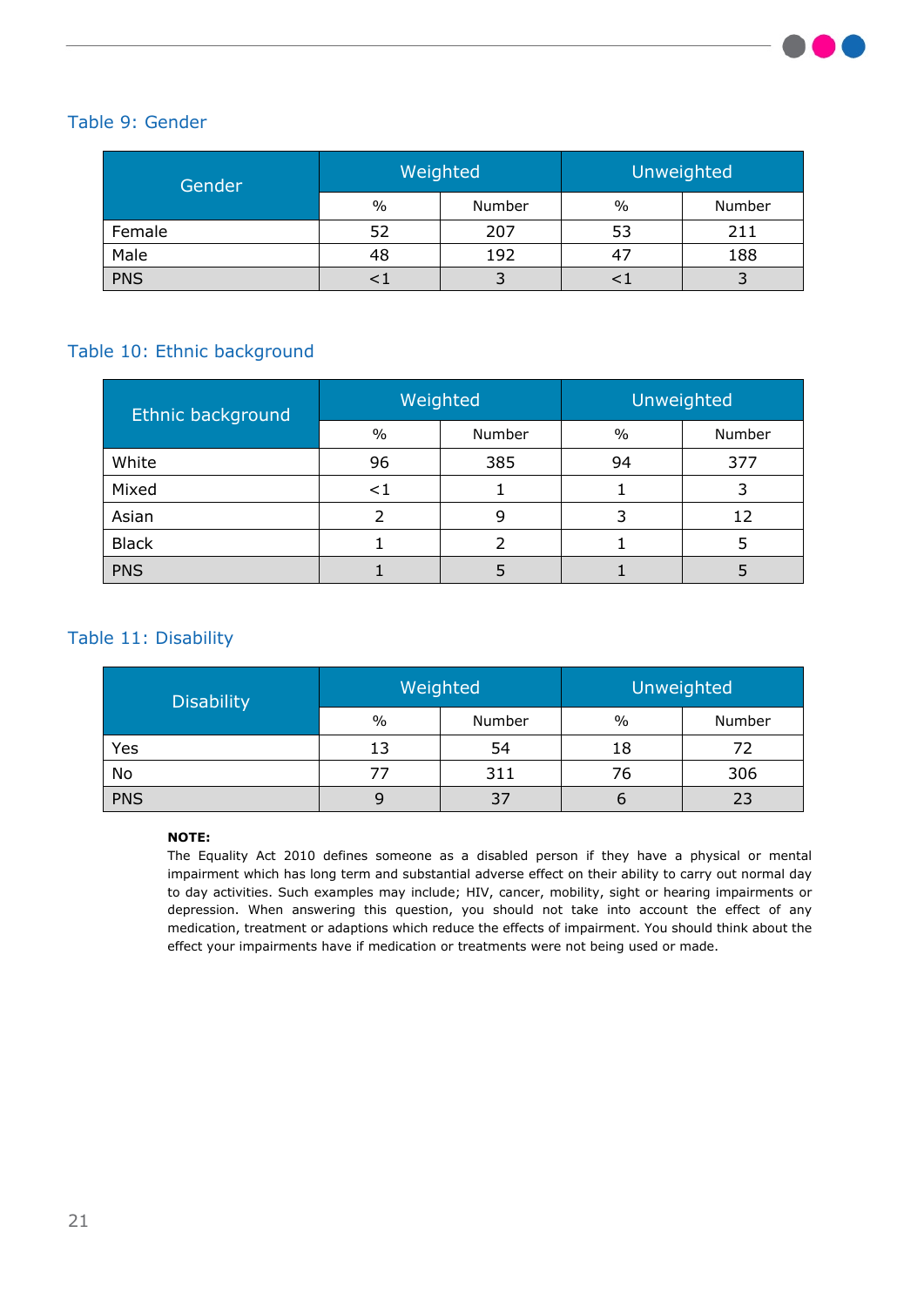### Table 9: Gender

| Gender | Weighted | | Unweighted | |
|---|---|---|---|---|
| | % | Number | % | Number |
| Female | 52 | 207 | 53 | 211 |
| Male | 48 | 192 | 47 | 188 |
| PNS | <1 | 3 | <1 | 3 |

### Table 10: Ethnic background

| Ethnic background | Weighted | | Unweighted | |
|---|---|---|---|---|
| | % | Number | % | Number |
| White | 96 | 385 | 94 | 377 |
| Mixed | <1 | 1 | 1 | 3 |
| Asian | 2 | 9 | 3 | 12 |
| Black | 1 | 2 | 1 | 5 |
| PNS | 1 | 5 | 1 | 5 |

### Table 11: Disability

| Disability | Weighted | | Unweighted | |
|---|---|---|---|---|
| | % | Number | % | Number |
| Yes | 13 | 54 | 18 | 72 |
| No | 77 | 311 | 76 | 306 |
| PNS | 9 | 37 | 6 | 23 |

**NOTE:**
The Equality Act 2010 defines someone as a disabled person if they have a physical or mental impairment which has long term and substantial adverse effect on their ability to carry out normal day to day activities. Such examples may include; HIV, cancer, mobility, sight or hearing impairments or depression. When answering this question, you should not take into account the effect of any medication, treatment or adaptions which reduce the effects of impairment. You should think about the effect your impairments have if medication or treatments were not being used or made.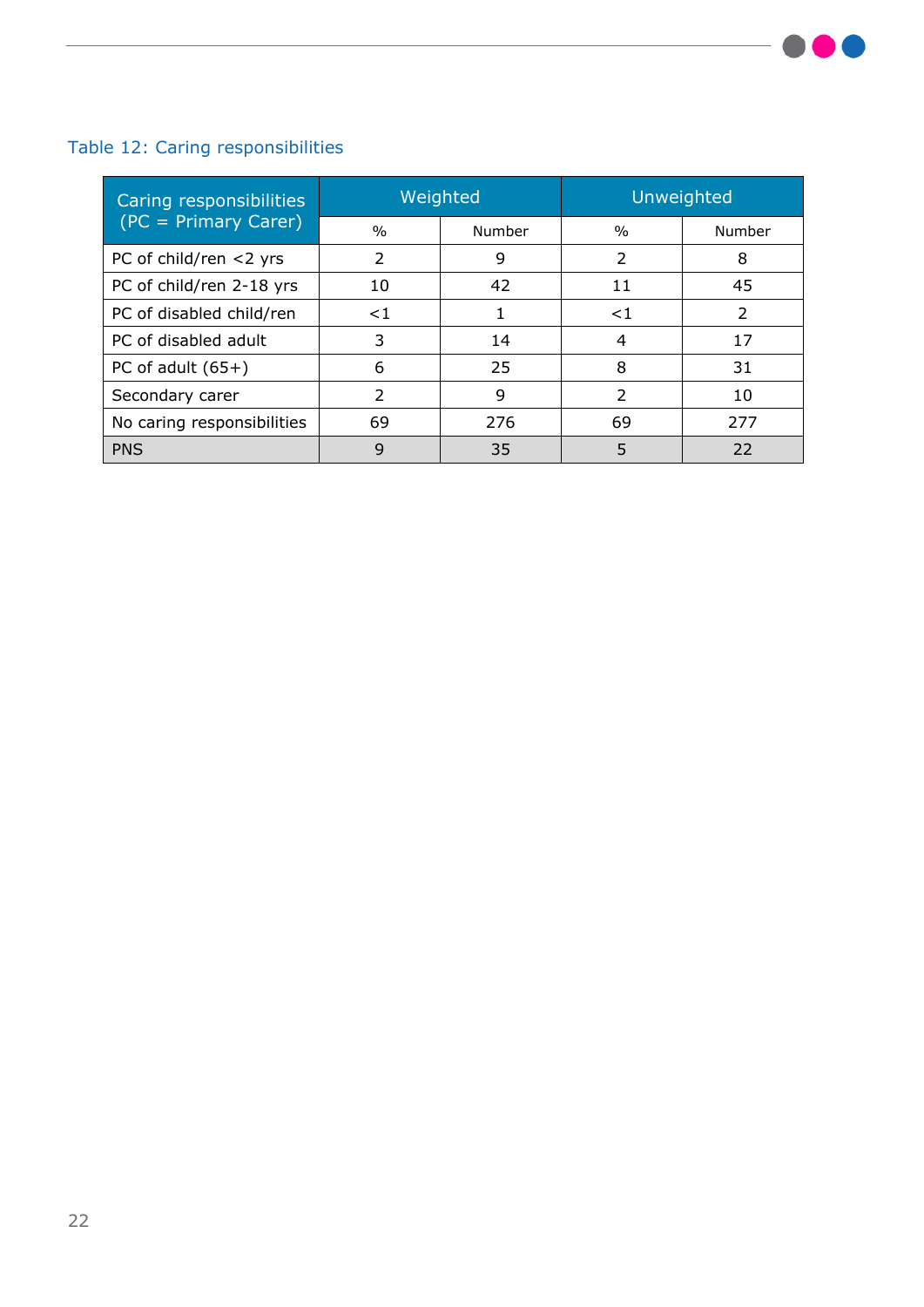Table 12: Caring responsibilities

| Caring responsibilities (PC = Primary Carer) | Weighted | | Unweighted | |
|---|---|---|---|---|
| | % | Number | % | Number |
| PC of child/ren <2 yrs | 2 | 9 | 2 | 8 |
| PC of child/ren 2-18 yrs | 10 | 42 | 11 | 45 |
| PC of disabled child/ren | <1 | 1 | <1 | 2 |
| PC of disabled adult | 3 | 14 | 4 | 17 |
| PC of adult (65+) | 6 | 25 | 8 | 31 |
| Secondary carer | 2 | 9 | 2 | 10 |
| No caring responsibilities | 69 | 276 | 69 | 277 |
| PNS | 9 | 35 | 5 | 22 |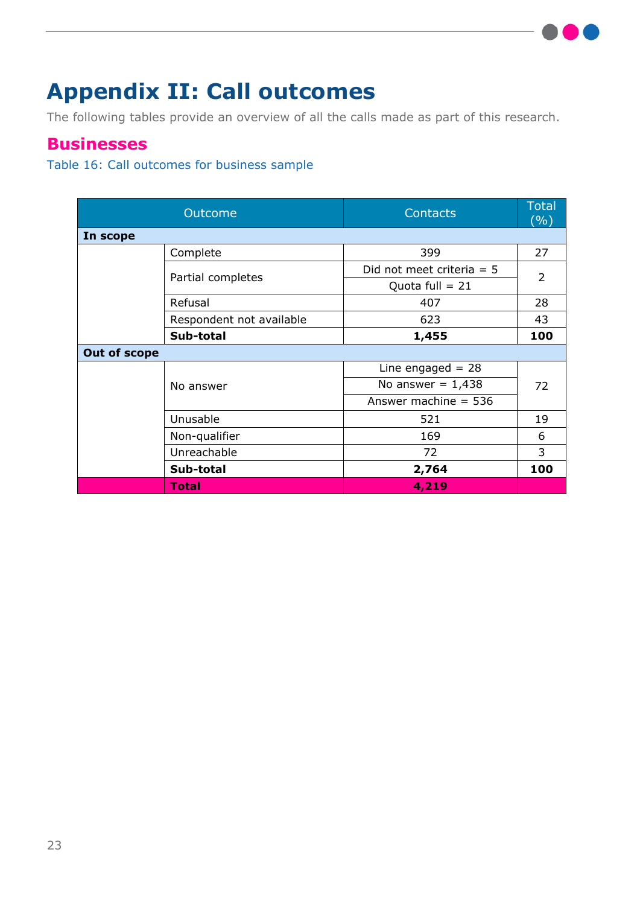# Appendix II: Call outcomes

The following tables provide an overview of all the calls made as part of this research.

## Businesses

Table 16: Call outcomes for business sample

| Outcome | | Contacts | Total (%) |
|---|---|---|---|
| **In scope** | | | |
| | Complete | 399 | 27 |
| | Partial completes | Did not meet criteria = 5 | 2 |
| | | Quota full = 21 | |
| | Refusal | 407 | 28 |
| | Respondent not available | 623 | 43 |
| | **Sub-total** | **1,455** | **100** |
| **Out of scope** | | | |
| | No answer | Line engaged = 28 | 72 |
| | | No answer = 1,438 | |
| | | Answer machine = 536 | |
| | Unusable | 521 | 19 |
| | Non-qualifier | 169 | 6 |
| | Unreachable | 72 | 3 |
| | **Sub-total** | **2,764** | **100** |
| | **Total** | **4,219** | |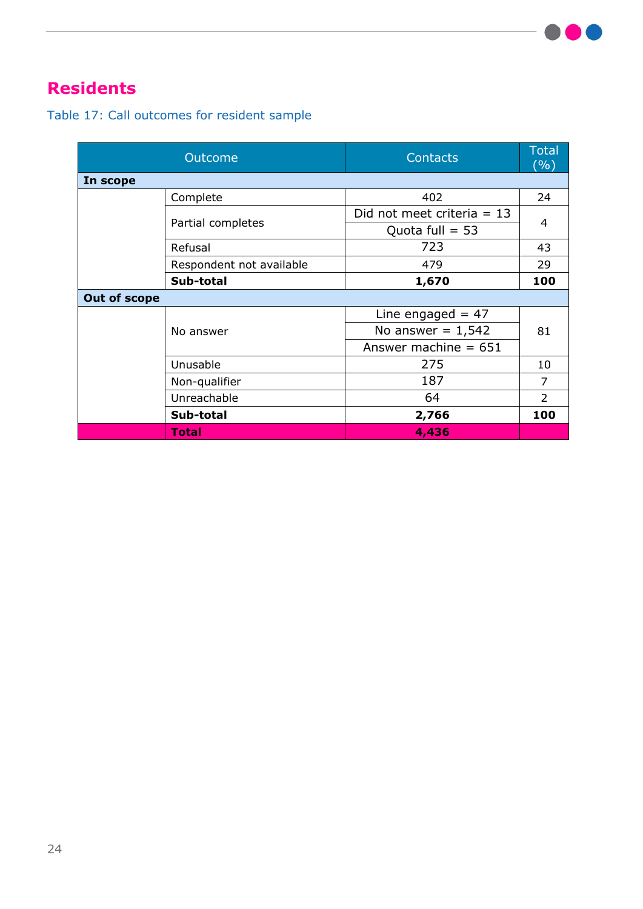## Residents

Table 17: Call outcomes for resident sample

| Outcome | | Contacts | Total (%) |
|---|---|---|---|
| **In scope** | | | |
| | Complete | 402 | 24 |
| | Partial completes | Did not meet criteria = 13 | 4 |
| | | Quota full = 53 | |
| | Refusal | 723 | 43 |
| | Respondent not available | 479 | 29 |
| | **Sub-total** | **1,670** | **100** |
| **Out of scope** | | | |
| | No answer | Line engaged = 47 | 81 |
| | | No answer = 1,542 | |
| | | Answer machine = 651 | |
| | Unusable | 275 | 10 |
| | Non-qualifier | 187 | 7 |
| | Unreachable | 64 | 2 |
| | **Sub-total** | **2,766** | **100** |
| | **Total** | **4,436** | |